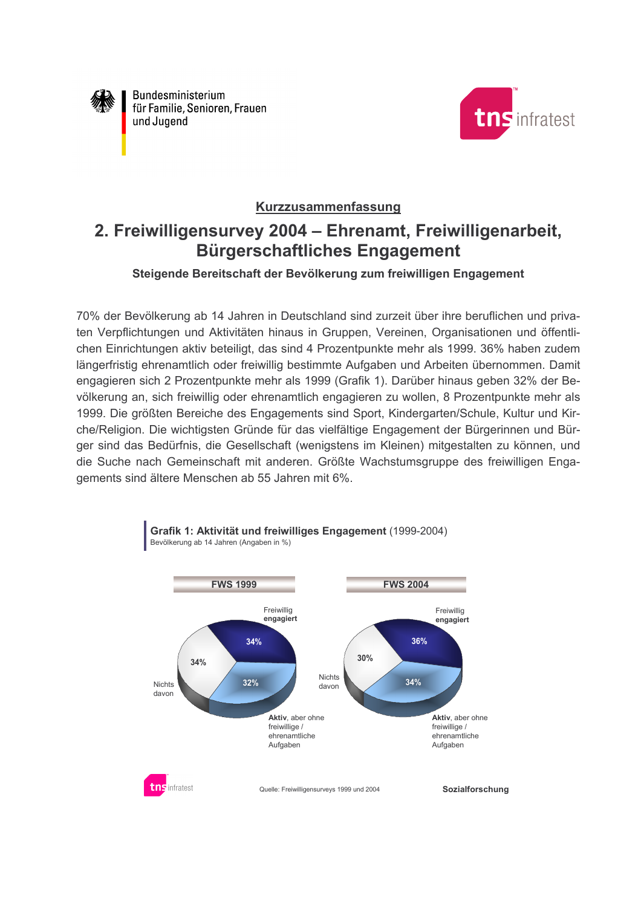Bundesministerium für Familie, Senioren, Frauen und Jugend

**Kurzzusammenfassung**

# 2. Freiwilligensurvey 2004 – Ehrenamt, Freiwilligenarbeit, Bürgerschaftliches Engagement

### Steigende Bereitschaft der Bevölkerung zum freiwilligen Engagement

70% der Bevölkerung ab 14 Jahren in Deutschland sind zurzeit über ihre beruflichen und privaten Verpflichtungen und Aktivitäten hinaus in Gruppen, Vereinen, Organisationen und öffentlichen Einrichtungen aktiv beteiligt, das sind 4 Prozentpunkte mehr als 1999. 36% haben zudem längerfristig ehrenamtlich oder freiwillig bestimmte Aufgaben und Arbeiten übernommen. Damit engagieren sich 2 Prozentpunkte mehr als 1999 (Grafik 1). Darüber hinaus geben 32% der Bevölkerung an, sich freiwillig oder ehrenamtlich engagieren zu wollen, 8 Prozentpunkte mehr als 1999. Die größten Bereiche des Engagements sind Sport, Kindergarten/Schule, Kultur und Kirche/Religion. Die wichtigsten Gründe für das vielfältige Engagement der Bürgerinnen und Bürger sind das Bedürfnis, die Gesellschaft (wenigstens im Kleinen) mitgestalten zu können, und die Suche nach Gemeinschaft mit anderen. Größte Wachstumsgruppe des freiwilligen Engagements sind ältere Menschen ab 55 Jahren mit 6%.

**Grafik 1: Aktivität und freiwilliges Engagement** (1999-2004)
Bevölkerung ab 14 Jahren (Angaben in %)

| | FWS 1999 | FWS 2004 |
|---|---|---|
| Freiwillig **engagiert** | 34% | 36% |
| **Aktiv**, aber ohne freiwillige / ehrenamtliche Aufgaben | 32% | 34% |
| Nichts davon | 34% | 30% |

Quelle: Freiwilligensurveys 1999 und 2004

Sozialforschung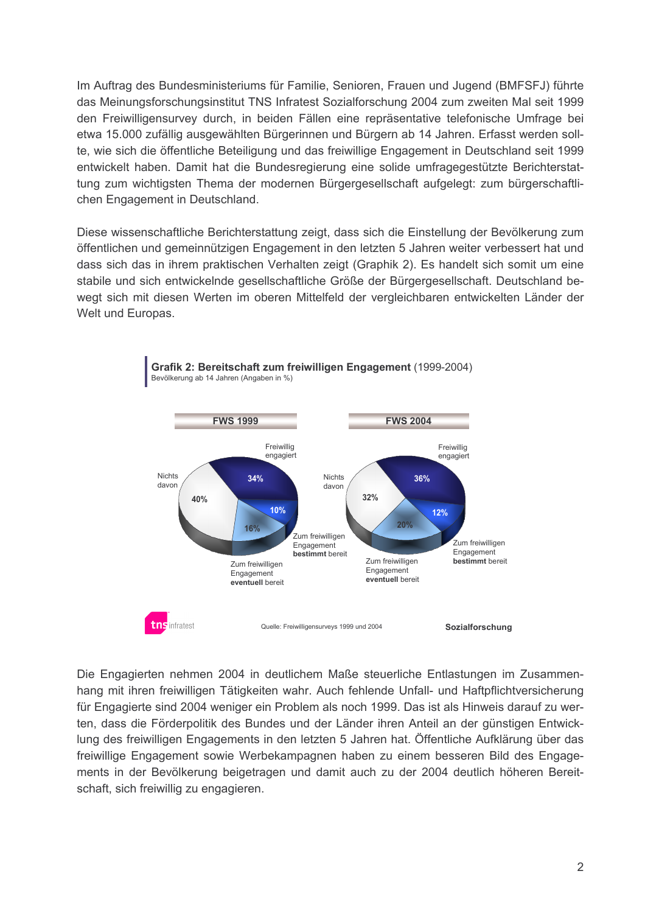Im Auftrag des Bundesministeriums für Familie, Senioren, Frauen und Jugend (BMFSFJ) führte das Meinungsforschungsinstitut TNS Infratest Sozialforschung 2004 zum zweiten Mal seit 1999 den Freiwilligensurvey durch, in beiden Fällen eine repräsentative telefonische Umfrage bei etwa 15.000 zufällig ausgewählten Bürgerinnen und Bürgern ab 14 Jahren. Erfasst werden sollte, wie sich die öffentliche Beteiligung und das freiwillige Engagement in Deutschland seit 1999 entwickelt haben. Damit hat die Bundesregierung eine solide umfragegestützte Berichterstattung zum wichtigsten Thema der modernen Bürgergesellschaft aufgelegt: zum bürgerschaftlichen Engagement in Deutschland.

Diese wissenschaftliche Berichterstattung zeigt, dass sich die Einstellung der Bevölkerung zum öffentlichen und gemeinnützigen Engagement in den letzten 5 Jahren weiter verbessert hat und dass sich das in ihrem praktischen Verhalten zeigt (Graphik 2). Es handelt sich somit um eine stabile und sich entwickelnde gesellschaftliche Größe der Bürgergesellschaft. Deutschland bewegt sich mit diesen Werten im oberen Mittelfeld der vergleichbaren entwickelten Länder der Welt und Europas.

**Grafik 2: Bereitschaft zum freiwilligen Engagement** (1999-2004)
Bevölkerung ab 14 Jahren (Angaben in %)

| | FWS 1999 | FWS 2004 |
|---|---|---|
| Freiwillig engagiert | 34% | 36% |
| Zum freiwilligen Engagement **bestimmt** bereit | 10% | 12% |
| Zum freiwilligen Engagement **eventuell** bereit | 16% | 20% |
| Nichts davon | 40% | 32% |

Quelle: Freiwilligensurveys 1999 und 2004

tns infratest Sozialforschung

Die Engagierten nehmen 2004 in deutlichem Maße steuerliche Entlastungen im Zusammenhang mit ihren freiwilligen Tätigkeiten wahr. Auch fehlende Unfall- und Haftpflichtversicherung für Engagierte sind 2004 weniger ein Problem als noch 1999. Das ist als Hinweis darauf zu werten, dass die Förderpolitik des Bundes und der Länder ihren Anteil an der günstigen Entwicklung des freiwilligen Engagements in den letzten 5 Jahren hat. Öffentliche Aufklärung über das freiwillige Engagement sowie Werbekampagnen haben zu einem besseren Bild des Engagements in der Bevölkerung beigetragen und damit auch zu der 2004 deutlich höheren Bereitschaft, sich freiwillig zu engagieren.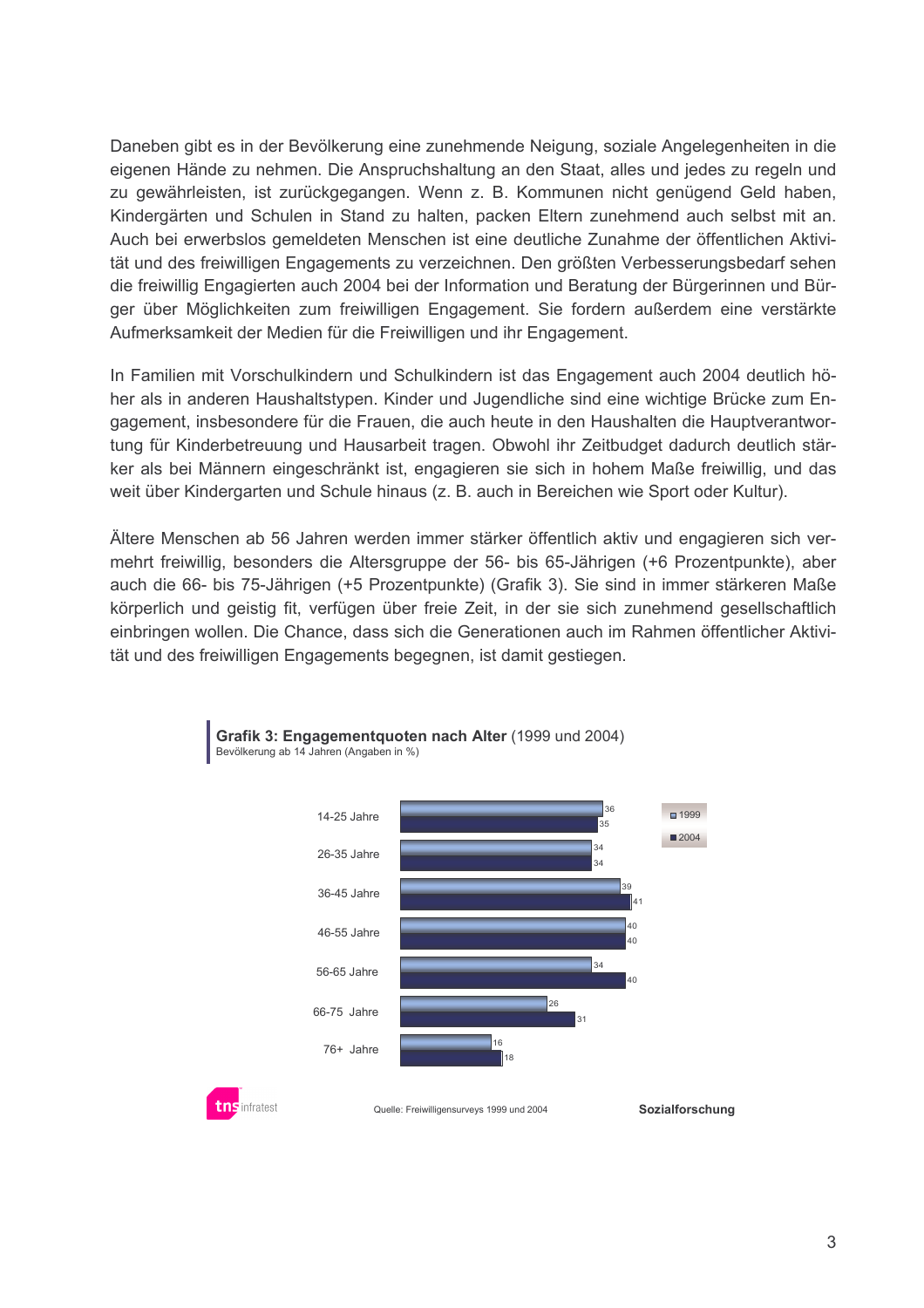Daneben gibt es in der Bevölkerung eine zunehmende Neigung, soziale Angelegenheiten in die eigenen Hände zu nehmen. Die Anspruchshaltung an den Staat, alles und jedes zu regeln und zu gewährleisten, ist zurückgegangen. Wenn z. B. Kommunen nicht genügend Geld haben, Kindergärten und Schulen in Stand zu halten, packen Eltern zunehmend auch selbst mit an. Auch bei erwerbslos gemeldeten Menschen ist eine deutliche Zunahme der öffentlichen Aktivität und des freiwilligen Engagements zu verzeichnen. Den größten Verbesserungsbedarf sehen die freiwillig Engagierten auch 2004 bei der Information und Beratung der Bürgerinnen und Bürger über Möglichkeiten zum freiwilligen Engagement. Sie fordern außerdem eine verstärkte Aufmerksamkeit der Medien für die Freiwilligen und ihr Engagement.

In Familien mit Vorschulkindern und Schulkindern ist das Engagement auch 2004 deutlich höher als in anderen Haushaltstypen. Kinder und Jugendliche sind eine wichtige Brücke zum Engagement, insbesondere für die Frauen, die auch heute in den Haushalten die Hauptverantwortung für Kinderbetreuung und Hausarbeit tragen. Obwohl ihr Zeitbudget dadurch deutlich stärker als bei Männern eingeschränkt ist, engagieren sie sich in hohem Maße freiwillig, und das weit über Kindergarten und Schule hinaus (z. B. auch in Bereichen wie Sport oder Kultur).

Ältere Menschen ab 56 Jahren werden immer stärker öffentlich aktiv und engagieren sich vermehrt freiwillig, besonders die Altersgruppe der 56- bis 65-Jährigen (+6 Prozentpunkte), aber auch die 66- bis 75-Jährigen (+5 Prozentpunkte) (Grafik 3). Sie sind in immer stärkeren Maße körperlich und geistig fit, verfügen über freie Zeit, in der sie sich zunehmend gesellschaftlich einbringen wollen. Die Chance, dass sich die Generationen auch im Rahmen öffentlicher Aktivität und des freiwilligen Engagements begegnen, ist damit gestiegen.

**Grafik 3: Engagementquoten nach Alter** (1999 und 2004)
Bevölkerung ab 14 Jahren (Angaben in %)

| Alter | 1999 | 2004 |
|---|---|---|
| 14-25 Jahre | 36 | 35 |
| 26-35 Jahre | 34 | 34 |
| 36-45 Jahre | 39 | 41 |
| 46-55 Jahre | 40 | 40 |
| 56-65 Jahre | 34 | 40 |
| 66-75 Jahre | 26 | 31 |
| 76+ Jahre | 16 | 18 |

Quelle: Freiwilligensurveys 1999 und 2004

tns infratest Sozialforschung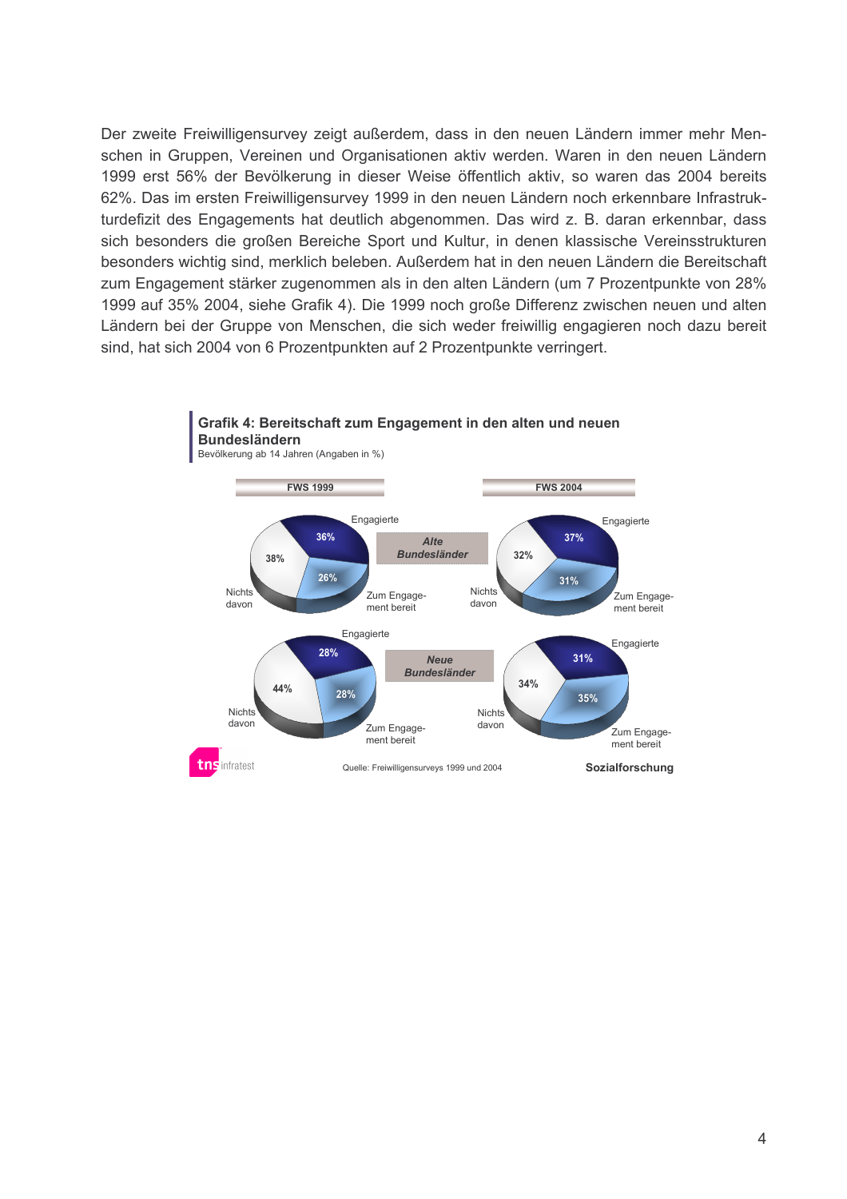Der zweite Freiwilligensurvey zeigt außerdem, dass in den neuen Ländern immer mehr Menschen in Gruppen, Vereinen und Organisationen aktiv werden. Waren in den neuen Ländern 1999 erst 56% der Bevölkerung in dieser Weise öffentlich aktiv, so waren das 2004 bereits 62%. Das im ersten Freiwilligensurvey 1999 in den neuen Ländern noch erkennbare Infrastrukturdefizit des Engagements hat deutlich abgenommen. Das wird z. B. daran erkennbar, dass sich besonders die großen Bereiche Sport und Kultur, in denen klassische Vereinsstrukturen besonders wichtig sind, merklich beleben. Außerdem hat in den neuen Ländern die Bereitschaft zum Engagement stärker zugenommen als in den alten Ländern (um 7 Prozentpunkte von 28% 1999 auf 35% 2004, siehe Grafik 4). Die 1999 noch große Differenz zwischen neuen und alten Ländern bei der Gruppe von Menschen, die sich weder freiwillig engagieren noch dazu bereit sind, hat sich 2004 von 6 Prozentpunkten auf 2 Prozentpunkte verringert.

**Grafik 4: Bereitschaft zum Engagement in den alten und neuen Bundesländern**
Bevölkerung ab 14 Jahren (Angaben in %)

FWS 1999

FWS 2004

*Alte Bundesländer*

Engagierte 36%
Zum Engagement bereit 26%
Nichts davon 38%

Engagierte 37%
Zum Engagement bereit 31%
Nichts davon 32%

*Neue Bundesländer*

Engagierte 28%
Zum Engagement bereit 28%
Nichts davon 44%

Engagierte 31%
Zum Engagement bereit 35%
Nichts davon 34%

tns infratest

Quelle: Freiwilligensurveys 1999 und 2004

Sozialforschung